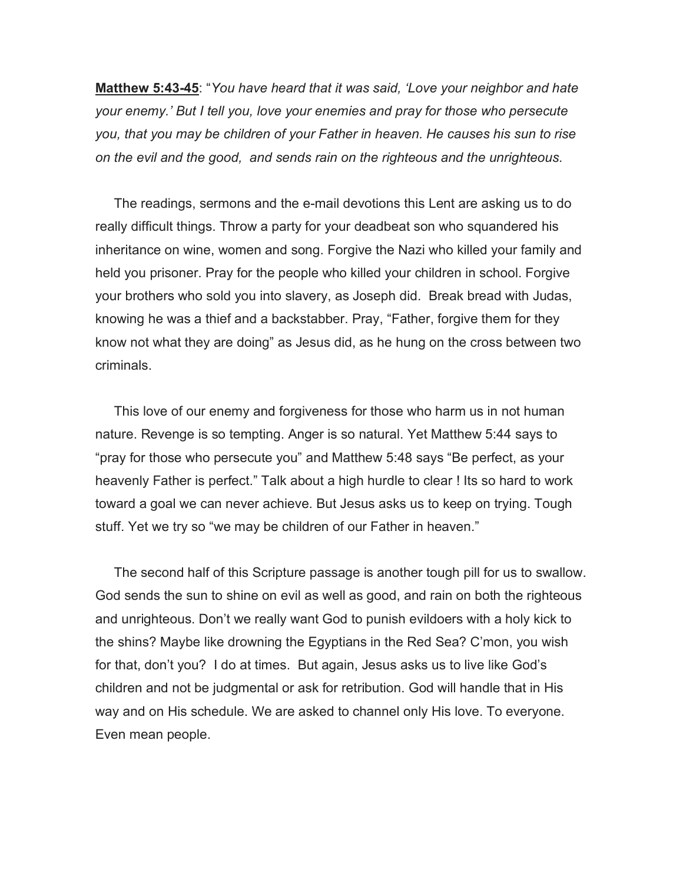**<u>Matthew 5:43-45</u>**: "*You have heard that it was said, 'Love your neighbor and hate your enemy.' But I tell you, love your enemies and pray for those who persecute you, that you may be children of your Father in heaven. He causes his sun to rise on the evil and the good,  and sends rain on the righteous and the unrighteous.*

The readings, sermons and the e-mail devotions this Lent are asking us to do really difficult things. Throw a party for your deadbeat son who squandered his inheritance on wine, women and song. Forgive the Nazi who killed your family and held you prisoner. Pray for the people who killed your children in school. Forgive your brothers who sold you into slavery, as Joseph did.  Break bread with Judas, knowing he was a thief and a backstabber. Pray, "Father, forgive them for they know not what they are doing" as Jesus did, as he hung on the cross between two criminals.

This love of our enemy and forgiveness for those who harm us in not human nature. Revenge is so tempting. Anger is so natural. Yet Matthew 5:44 says to "pray for those who persecute you" and Matthew 5:48 says "Be perfect, as your heavenly Father is perfect." Talk about a high hurdle to clear ! Its so hard to work toward a goal we can never achieve. But Jesus asks us to keep on trying. Tough stuff. Yet we try so "we may be children of our Father in heaven."

The second half of this Scripture passage is another tough pill for us to swallow. God sends the sun to shine on evil as well as good, and rain on both the righteous and unrighteous. Don't we really want God to punish evildoers with a holy kick to the shins? Maybe like drowning the Egyptians in the Red Sea? C'mon, you wish for that, don't you?  I do at times.  But again, Jesus asks us to live like God's children and not be judgmental or ask for retribution. God will handle that in His way and on His schedule. We are asked to channel only His love. To everyone. Even mean people.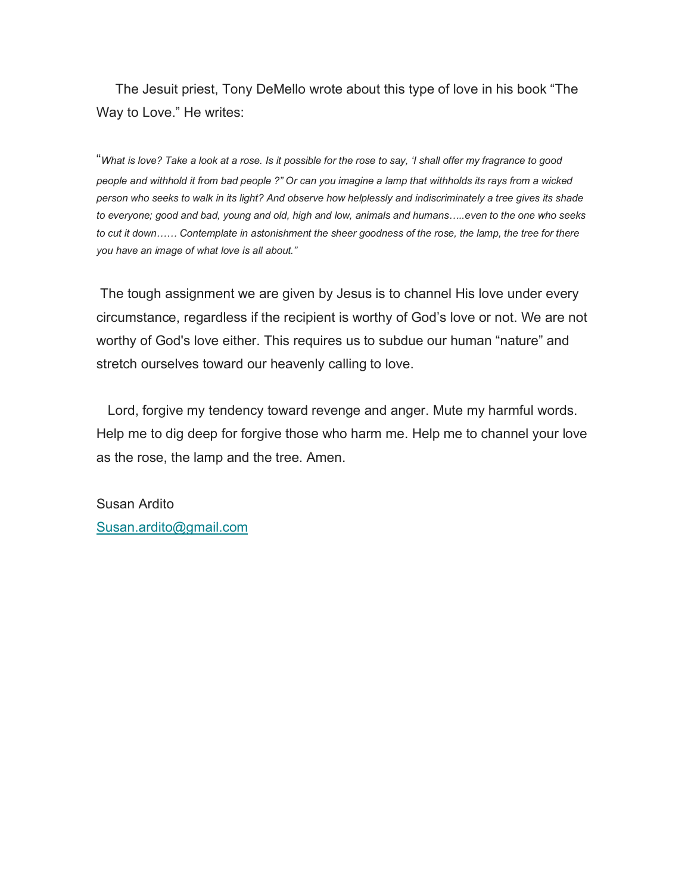The Jesuit priest, Tony DeMello wrote about this type of love in his book "The Way to Love." He writes:

"*What is love? Take a look at a rose. Is it possible for the rose to say, 'I shall offer my fragrance to good people and withhold it from bad people ?" Or can you imagine a lamp that withholds its rays from a wicked person who seeks to walk in its light? And observe how helplessly and indiscriminately a tree gives its shade to everyone; good and bad, young and old, high and low, animals and humans…..even to the one who seeks to cut it down…… Contemplate in astonishment the sheer goodness of the rose, the lamp, the tree for there you have an image of what love is all about."*

The tough assignment we are given by Jesus is to channel His love under every circumstance, regardless if the recipient is worthy of God's love or not. We are not worthy of God's love either. This requires us to subdue our human "nature" and stretch ourselves toward our heavenly calling to love.

Lord, forgive my tendency toward revenge and anger. Mute my harmful words. Help me to dig deep for forgive those who harm me. Help me to channel your love as the rose, the lamp and the tree. Amen.

Susan Ardito
Susan.ardito@gmail.com